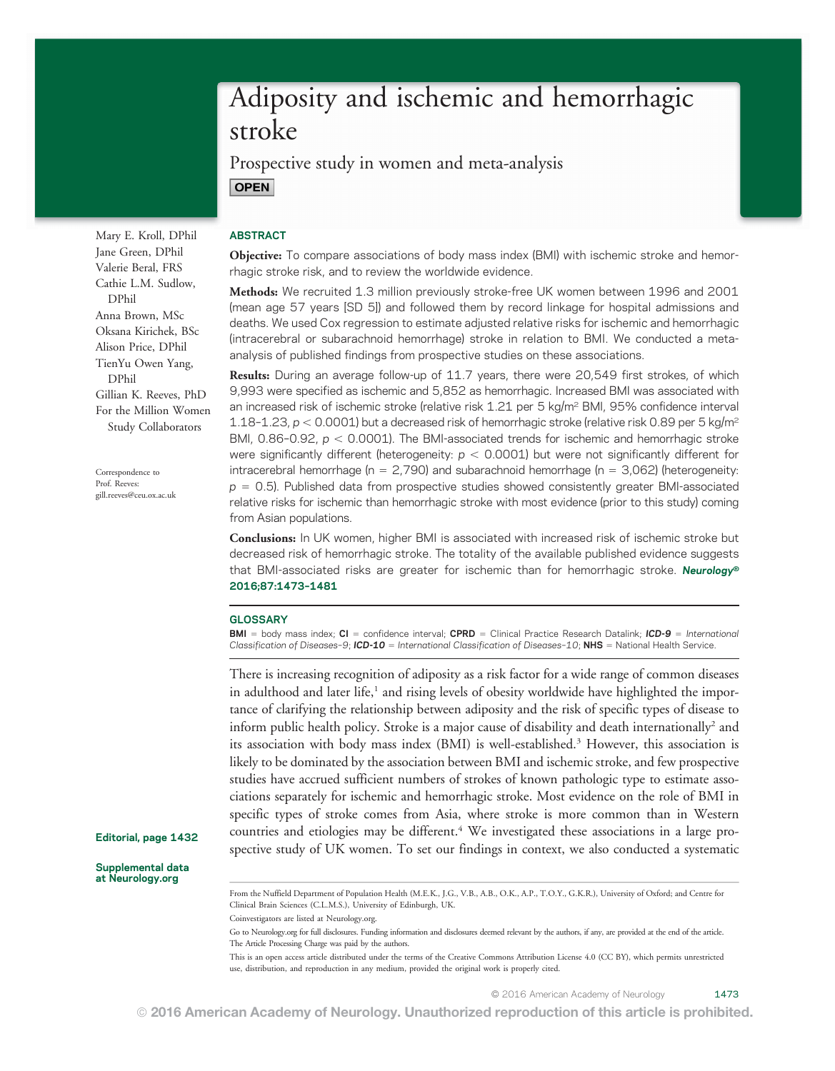# Adiposity and ischemic and hemorrhagic stroke

## Prospective study in women and meta-analysis

**OPEN**

Mary E. Kroll, DPhil
Jane Green, DPhil
Valerie Beral, FRS
Cathie L.M. Sudlow, DPhil
Anna Brown, MSc
Oksana Kirichek, BSc
Alison Price, DPhil
TienYu Owen Yang, DPhil
Gillian K. Reeves, PhD
For the Million Women Study Collaborators

Correspondence to Prof. Reeves: gill.reeves@ceu.ox.ac.uk

## ABSTRACT

**Objective:** To compare associations of body mass index (BMI) with ischemic stroke and hemorrhagic stroke risk, and to review the worldwide evidence.

**Methods:** We recruited 1.3 million previously stroke-free UK women between 1996 and 2001 (mean age 57 years [SD 5]) and followed them by record linkage for hospital admissions and deaths. We used Cox regression to estimate adjusted relative risks for ischemic and hemorrhagic (intracerebral or subarachnoid hemorrhage) stroke in relation to BMI. We conducted a meta-analysis of published findings from prospective studies on these associations.

**Results:** During an average follow-up of 11.7 years, there were 20,549 first strokes, of which 9,993 were specified as ischemic and 5,852 as hemorrhagic. Increased BMI was associated with an increased risk of ischemic stroke (relative risk 1.21 per 5 kg/m$^2$ BMI, 95% confidence interval 1.18–1.23, $p < 0.0001$) but a decreased risk of hemorrhagic stroke (relative risk 0.89 per 5 kg/m$^2$ BMI, 0.86–0.92, $p < 0.0001$). The BMI-associated trends for ischemic and hemorrhagic stroke were significantly different (heterogeneity: $p < 0.0001$) but were not significantly different for intracerebral hemorrhage (n = 2,790) and subarachnoid hemorrhage (n = 3,062) (heterogeneity: $p = 0.5$). Published data from prospective studies showed consistently greater BMI-associated relative risks for ischemic than hemorrhagic stroke with most evidence (prior to this study) coming from Asian populations.

**Conclusions:** In UK women, higher BMI is associated with increased risk of ischemic stroke but decreased risk of hemorrhagic stroke. The totality of the available published evidence suggests that BMI-associated risks are greater for ischemic than for hemorrhagic stroke. *Neurology®* **2016;87:1473–1481**

## GLOSSARY

**BMI** = body mass index; **CI** = confidence interval; **CPRD** = Clinical Practice Research Datalink; ***ICD-9*** = *International Classification of Diseases–9*; ***ICD-10*** = *International Classification of Diseases–10*; **NHS** = National Health Service.

There is increasing recognition of adiposity as a risk factor for a wide range of common diseases in adulthood and later life,[1] and rising levels of obesity worldwide have highlighted the importance of clarifying the relationship between adiposity and the risk of specific types of disease to inform public health policy. Stroke is a major cause of disability and death internationally[2] and its association with body mass index (BMI) is well-established.[3] However, this association is likely to be dominated by the association between BMI and ischemic stroke, and few prospective studies have accrued sufficient numbers of strokes of known pathologic type to estimate associations separately for ischemic and hemorrhagic stroke. Most evidence on the role of BMI in specific types of stroke comes from Asia, where stroke is more common than in Western countries and etiologies may be different.[4] We investigated these associations in a large prospective study of UK women. To set our findings in context, we also conducted a systematic

Editorial, page 1432

Supplemental data at Neurology.org

From the Nuffield Department of Population Health (M.E.K., J.G., V.B., A.B., O.K., A.P., T.O.Y., G.K.R.), University of Oxford; and Centre for Clinical Brain Sciences (C.L.M.S.), University of Edinburgh, UK.

Coinvestigators are listed at Neurology.org.

Go to Neurology.org for full disclosures. Funding information and disclosures deemed relevant by the authors, if any, are provided at the end of the article. The Article Processing Charge was paid by the authors.

This is an open access article distributed under the terms of the Creative Commons Attribution License 4.0 (CC BY), which permits unrestricted use, distribution, and reproduction in any medium, provided the original work is properly cited.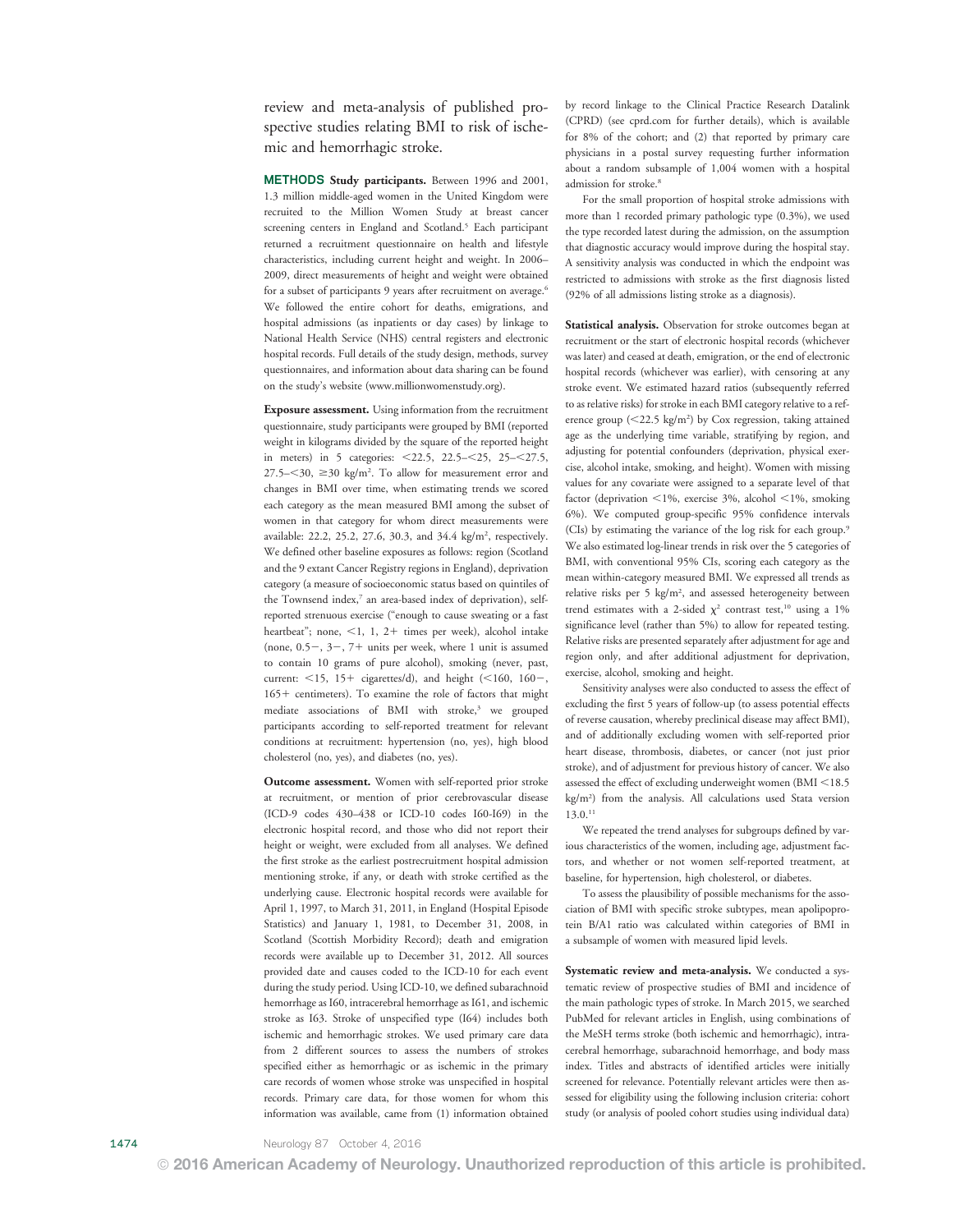review and meta-analysis of published prospective studies relating BMI to risk of ischemic and hemorrhagic stroke.

## METHODS

**Study participants.** Between 1996 and 2001, 1.3 million middle-aged women in the United Kingdom were recruited to the Million Women Study at breast cancer screening centers in England and Scotland.[5] Each participant returned a recruitment questionnaire on health and lifestyle characteristics, including current height and weight. In 2006–2009, direct measurements of height and weight were obtained for a subset of participants 9 years after recruitment on average.[6] We followed the entire cohort for deaths, emigrations, and hospital admissions (as inpatients or day cases) by linkage to National Health Service (NHS) central registers and electronic hospital records. Full details of the study design, methods, survey questionnaires, and information about data sharing can be found on the study's website (www.millionwomenstudy.org).

**Exposure assessment.** Using information from the recruitment questionnaire, study participants were grouped by BMI (reported weight in kilograms divided by the square of the reported height in meters) in 5 categories: <22.5, 22.5–<25, 25–<27.5, 27.5–<30, ≥30 kg/m². To allow for measurement error and changes in BMI over time, when estimating trends we scored each category as the mean measured BMI among the subset of women in that category for whom direct measurements were available: 22.2, 25.2, 27.6, 30.3, and 34.4 kg/m², respectively. We defined other baseline exposures as follows: region (Scotland and the 9 extant Cancer Registry regions in England), deprivation category (a measure of socioeconomic status based on quintiles of the Townsend index,[7] an area-based index of deprivation), self-reported strenuous exercise ("enough to cause sweating or a fast heartbeat"; none, <1, 1, 2+ times per week), alcohol intake (none, 0.5−, 3−, 7+ units per week, where 1 unit is assumed to contain 10 grams of pure alcohol), smoking (never, past, current: <15, 15+ cigarettes/d), and height (<160, 160−, 165+ centimeters). To examine the role of factors that might mediate associations of BMI with stroke,[3] we grouped participants according to self-reported treatment for relevant conditions at recruitment: hypertension (no, yes), high blood cholesterol (no, yes), and diabetes (no, yes).

**Outcome assessment.** Women with self-reported prior stroke at recruitment, or mention of prior cerebrovascular disease (ICD-9 codes 430–438 or ICD-10 codes I60-I69) in the electronic hospital record, and those who did not report their height or weight, were excluded from all analyses. We defined the first stroke as the earliest postrecruitment hospital admission mentioning stroke, if any, or death with stroke certified as the underlying cause. Electronic hospital records were available for April 1, 1997, to March 31, 2011, in England (Hospital Episode Statistics) and January 1, 1981, to December 31, 2008, in Scotland (Scottish Morbidity Record); death and emigration records were available up to December 31, 2012. All sources provided date and causes coded to the ICD-10 for each event during the study period. Using ICD-10, we defined subarachnoid hemorrhage as I60, intracerebral hemorrhage as I61, and ischemic stroke as I63. Stroke of unspecified type (I64) includes both ischemic and hemorrhagic strokes. We used primary care data from 2 different sources to assess the numbers of strokes specified either as hemorrhagic or as ischemic in the primary care records of women whose stroke was unspecified in hospital records. Primary care data, for those women for whom this information was available, came from (1) information obtained by record linkage to the Clinical Practice Research Datalink (CPRD) (see cprd.com for further details), which is available for 8% of the cohort; and (2) that reported by primary care physicians in a postal survey requesting further information about a random subsample of 1,004 women with a hospital admission for stroke.[8]

For the small proportion of hospital stroke admissions with more than 1 recorded primary pathologic type (0.3%), we used the type recorded latest during the admission, on the assumption that diagnostic accuracy would improve during the hospital stay. A sensitivity analysis was conducted in which the endpoint was restricted to admissions with stroke as the first diagnosis listed (92% of all admissions listing stroke as a diagnosis).

**Statistical analysis.** Observation for stroke outcomes began at recruitment or the start of electronic hospital records (whichever was later) and ceased at death, emigration, or the end of electronic hospital records (whichever was earlier), with censoring at any stroke event. We estimated hazard ratios (subsequently referred to as relative risks) for stroke in each BMI category relative to a reference group (<22.5 kg/m²) by Cox regression, taking attained age as the underlying time variable, stratifying by region, and adjusting for potential confounders (deprivation, physical exercise, alcohol intake, smoking, and height). Women with missing values for any covariate were assigned to a separate level of that factor (deprivation <1%, exercise 3%, alcohol <1%, smoking 6%). We computed group-specific 95% confidence intervals (CIs) by estimating the variance of the log risk for each group.[9] We also estimated log-linear trends in risk over the 5 categories of BMI, with conventional 95% CIs, scoring each category as the mean within-category measured BMI. We expressed all trends as relative risks per 5 kg/m², and assessed heterogeneity between trend estimates with a 2-sided $\chi^2$ contrast test,[10] using a 1% significance level (rather than 5%) to allow for repeated testing. Relative risks are presented separately after adjustment for age and region only, and after additional adjustment for deprivation, exercise, alcohol, smoking and height.

Sensitivity analyses were also conducted to assess the effect of excluding the first 5 years of follow-up (to assess potential effects of reverse causation, whereby preclinical disease may affect BMI), and of additionally excluding women with self-reported prior heart disease, thrombosis, diabetes, or cancer (not just prior stroke), and of adjustment for previous history of cancer. We also assessed the effect of excluding underweight women (BMI <18.5 kg/m²) from the analysis. All calculations used Stata version 13.0.[11]

We repeated the trend analyses for subgroups defined by various characteristics of the women, including age, adjustment factors, and whether or not women self-reported treatment, at baseline, for hypertension, high cholesterol, or diabetes.

To assess the plausibility of possible mechanisms for the association of BMI with specific stroke subtypes, mean apolipoprotein B/A1 ratio was calculated within categories of BMI in a subsample of women with measured lipid levels.

**Systematic review and meta-analysis.** We conducted a systematic review of prospective studies of BMI and incidence of the main pathologic types of stroke. In March 2015, we searched PubMed for relevant articles in English, using combinations of the MeSH terms stroke (both ischemic and hemorrhagic), intracerebral hemorrhage, subarachnoid hemorrhage, and body mass index. Titles and abstracts of identified articles were initially screened for relevance. Potentially relevant articles were then assessed for eligibility using the following inclusion criteria: cohort study (or analysis of pooled cohort studies using individual data)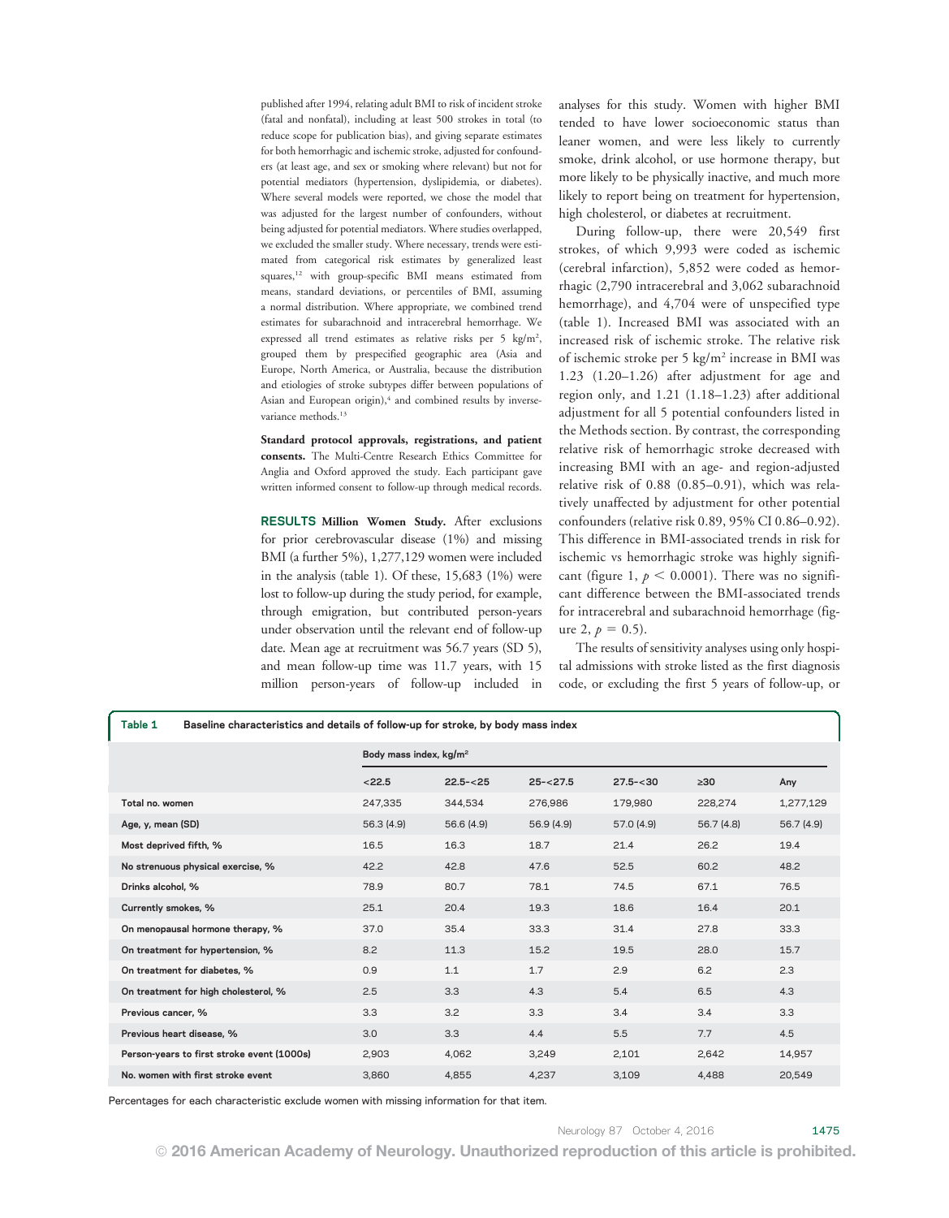published after 1994, relating adult BMI to risk of incident stroke (fatal and nonfatal), including at least 500 strokes in total (to reduce scope for publication bias), and giving separate estimates for both hemorrhagic and ischemic stroke, adjusted for confounders (at least age, and sex or smoking where relevant) but not for potential mediators (hypertension, dyslipidemia, or diabetes). Where several models were reported, we chose the model that was adjusted for the largest number of confounders, without being adjusted for potential mediators. Where studies overlapped, we excluded the smaller study. Where necessary, trends were estimated from categorical risk estimates by generalized least squares,[12] with group-specific BMI means estimated from means, standard deviations, or percentiles of BMI, assuming a normal distribution. Where appropriate, we combined trend estimates for subarachnoid and intracerebral hemorrhage. We expressed all trend estimates as relative risks per 5 kg/m$^2$, grouped them by prespecified geographic area (Asia and Europe, North America, or Australia, because the distribution and etiologies of stroke subtypes differ between populations of Asian and European origin),[4] and combined results by inverse-variance methods.[13]

**Standard protocol approvals, registrations, and patient consents.** The Multi-Centre Research Ethics Committee for Anglia and Oxford approved the study. Each participant gave written informed consent to follow-up through medical records.

**RESULTS Million Women Study.** After exclusions for prior cerebrovascular disease (1%) and missing BMI (a further 5%), 1,277,129 women were included in the analysis (table 1). Of these, 15,683 (1%) were lost to follow-up during the study period, for example, through emigration, but contributed person-years under observation until the relevant end of follow-up date. Mean age at recruitment was 56.7 years (SD 5), and mean follow-up time was 11.7 years, with 15 million person-years of follow-up included in analyses for this study. Women with higher BMI tended to have lower socioeconomic status than leaner women, and were less likely to currently smoke, drink alcohol, or use hormone therapy, but more likely to be physically inactive, and much more likely to report being on treatment for hypertension, high cholesterol, or diabetes at recruitment.

During follow-up, there were 20,549 first strokes, of which 9,993 were coded as ischemic (cerebral infarction), 5,852 were coded as hemorrhagic (2,790 intracerebral and 3,062 subarachnoid hemorrhage), and 4,704 were of unspecified type (table 1). Increased BMI was associated with an increased risk of ischemic stroke. The relative risk of ischemic stroke per 5 kg/m$^2$ increase in BMI was 1.23 (1.20–1.26) after adjustment for age and region only, and 1.21 (1.18–1.23) after additional adjustment for all 5 potential confounders listed in the Methods section. By contrast, the corresponding relative risk of hemorrhagic stroke decreased with increasing BMI with an age- and region-adjusted relative risk of 0.88 (0.85–0.91), which was relatively unaffected by adjustment for other potential confounders (relative risk 0.89, 95% CI 0.86–0.92). This difference in BMI-associated trends in risk for ischemic vs hemorrhagic stroke was highly significant (figure 1, $p < 0.0001$). There was no significant difference between the BMI-associated trends for intracerebral and subarachnoid hemorrhage (figure 2, $p = 0.5$).

The results of sensitivity analyses using only hospital admissions with stroke listed as the first diagnosis code, or excluding the first 5 years of follow-up, or

**Table 1** Baseline characteristics and details of follow-up for stroke, by body mass index

| | Body mass index, kg/m$^2$ | | | | | |
|---|---|---|---|---|---|---|
| | <22.5 | 22.5–<25 | 25–<27.5 | 27.5–<30 | ≥30 | Any |
| Total no. women | 247,335 | 344,534 | 276,986 | 179,980 | 228,274 | 1,277,129 |
| Age, y, mean (SD) | 56.3 (4.9) | 56.6 (4.9) | 56.9 (4.9) | 57.0 (4.9) | 56.7 (4.8) | 56.7 (4.9) |
| Most deprived fifth, % | 16.5 | 16.3 | 18.7 | 21.4 | 26.2 | 19.4 |
| No strenuous physical exercise, % | 42.2 | 42.8 | 47.6 | 52.5 | 60.2 | 48.2 |
| Drinks alcohol, % | 78.9 | 80.7 | 78.1 | 74.5 | 67.1 | 76.5 |
| Currently smokes, % | 25.1 | 20.4 | 19.3 | 18.6 | 16.4 | 20.1 |
| On menopausal hormone therapy, % | 37.0 | 35.4 | 33.3 | 31.4 | 27.8 | 33.3 |
| On treatment for hypertension, % | 8.2 | 11.3 | 15.2 | 19.5 | 28.0 | 15.7 |
| On treatment for diabetes, % | 0.9 | 1.1 | 1.7 | 2.9 | 6.2 | 2.3 |
| On treatment for high cholesterol, % | 2.5 | 3.3 | 4.3 | 5.4 | 6.5 | 4.3 |
| Previous cancer, % | 3.3 | 3.2 | 3.3 | 3.4 | 3.4 | 3.3 |
| Previous heart disease, % | 3.0 | 3.3 | 4.4 | 5.5 | 7.7 | 4.5 |
| Person-years to first stroke event (1000s) | 2,903 | 4,062 | 3,249 | 2,101 | 2,642 | 14,957 |
| No. women with first stroke event | 3,860 | 4,855 | 4,237 | 3,109 | 4,488 | 20,549 |

Percentages for each characteristic exclude women with missing information for that item.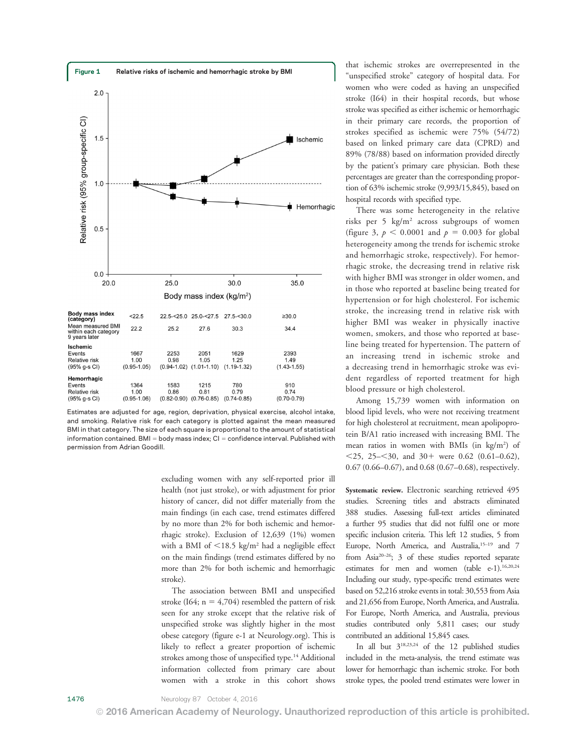**Figure 1** Relative risks of ischemic and hemorrhagic stroke by BMI

| Body mass index (category) | <22.5 | 22.5-<25.0 | 25.0-<27.5 | 27.5-<30.0 | ≥30.0 |
|---|---|---|---|---|---|
| Mean measured BMI within each category 9 years later | 22.2 | 25.2 | 27.6 | 30.3 | 34.4 |
| **Ischemic** | | | | | |
| Events | 1667 | 2253 | 2051 | 1629 | 2393 |
| Relative risk | 1.00 | 0.98 | 1.05 | 1.25 | 1.49 |
| (95% g-s CI) | (0.95-1.05) | (0.94-1.02) | (1.01-1.10) | (1.19-1.32) | (1.43-1.55) |
| **Hemorrhagic** | | | | | |
| Events | 1364 | 1583 | 1215 | 780 | 910 |
| Relative risk | 1.00 | 0.86 | 0.81 | 0.79 | 0.74 |
| (95% g-s CI) | (0.95-1.06) | (0.82-0.90) | (0.76-0.85) | (0.74-0.85) | (0.70-0.79) |

Estimates are adjusted for age, region, deprivation, physical exercise, alcohol intake, and smoking. Relative risk for each category is plotted against the mean measured BMI in that category. The size of each square is proportional to the amount of statistical information contained. BMI = body mass index; CI = confidence interval. Published with permission from Adrian Goodill.

excluding women with any self-reported prior ill health (not just stroke), or with adjustment for prior history of cancer, did not differ materially from the main findings (in each case, trend estimates differed by no more than 2% for both ischemic and hemorrhagic stroke). Exclusion of 12,639 (1%) women with a BMI of <18.5 kg/m² had a negligible effect on the main findings (trend estimates differed by no more than 2% for both ischemic and hemorrhagic stroke).

The association between BMI and unspecified stroke (I64; n = 4,704) resembled the pattern of risk seen for any stroke except that the relative risk of unspecified stroke was slightly higher in the most obese category (figure e-1 at Neurology.org). This is likely to reflect a greater proportion of ischemic strokes among those of unspecified type.[14] Additional information collected from primary care about women with a stroke in this cohort shows that ischemic strokes are overrepresented in the "unspecified stroke" category of hospital data. For women who were coded as having an unspecified stroke (I64) in their hospital records, but whose stroke was specified as either ischemic or hemorrhagic in their primary care records, the proportion of strokes specified as ischemic were 75% (54/72) based on linked primary care data (CPRD) and 89% (78/88) based on information provided directly by the patient's primary care physician. Both these percentages are greater than the corresponding proportion of 63% ischemic stroke (9,993/15,845), based on hospital records with specified type.

There was some heterogeneity in the relative risks per 5 kg/m² across subgroups of women (figure 3, $p < 0.0001$ and $p = 0.003$ for global heterogeneity among the trends for ischemic stroke and hemorrhagic stroke, respectively). For hemorrhagic stroke, the decreasing trend in relative risk with higher BMI was stronger in older women, and in those who reported at baseline being treated for hypertension or for high cholesterol. For ischemic stroke, the increasing trend in relative risk with higher BMI was weaker in physically inactive women, smokers, and those who reported at baseline being treated for hypertension. The pattern of an increasing trend in ischemic stroke and a decreasing trend in hemorrhagic stroke was evident regardless of reported treatment for high blood pressure or high cholesterol.

Among 15,739 women with information on blood lipid levels, who were not receiving treatment for high cholesterol at recruitment, mean apolipoprotein B/A1 ratio increased with increasing BMI. The mean ratios in women with BMIs (in kg/m²) of <25, 25–<30, and 30+ were 0.62 (0.61–0.62), 0.67 (0.66–0.67), and 0.68 (0.67–0.68), respectively.

**Systematic review.** Electronic searching retrieved 495 studies. Screening titles and abstracts eliminated 388 studies. Assessing full-text articles eliminated a further 95 studies that did not fulfil one or more specific inclusion criteria. This left 12 studies, 5 from Europe, North America, and Australia,[15–19] and 7 from Asia[20–26]; 3 of these studies reported separate estimates for men and women (table e-1).[16,20,24] Including our study, type-specific trend estimates were based on 52,216 stroke events in total: 30,553 from Asia and 21,656 from Europe, North America, and Australia. For Europe, North America, and Australia, previous studies contributed only 5,811 cases; our study contributed an additional 15,845 cases.

In all but 3[18,23,24] of the 12 published studies included in the meta-analysis, the trend estimate was lower for hemorrhagic than ischemic stroke. For both stroke types, the pooled trend estimates were lower in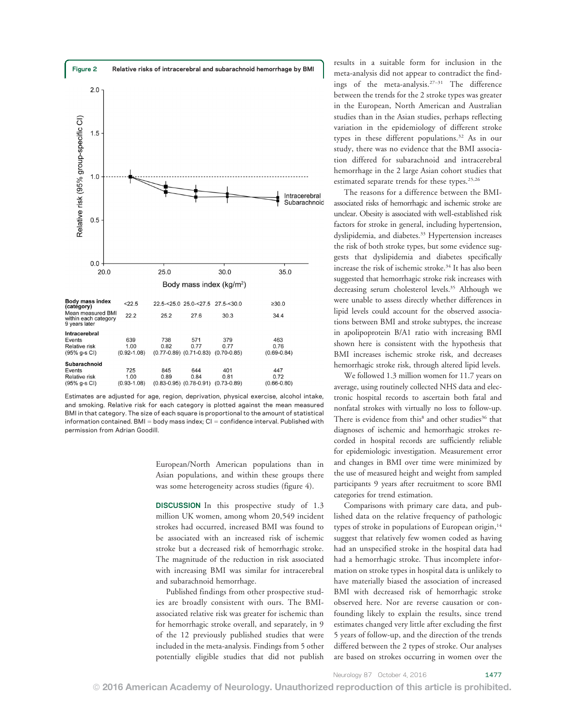**Figure 2** Relative risks of intracerebral and subarachnoid hemorrhage by BMI

| Body mass index (category) | <22.5 | 22.5-<25.0 | 25.0-<27.5 | 27.5-<30.0 | ≥30.0 |
|---|---|---|---|---|---|
| Mean measured BMI within each category 9 years later | 22.2 | 25.2 | 27.6 | 30.3 | 34.4 |
| **Intracerebral** | | | | | |
| Events | 639 | 738 | 571 | 379 | 463 |
| Relative risk | 1.00 | 0.82 | 0.77 | 0.77 | 0.76 |
| (95% g-s CI) | (0.92-1.08) | (0.77-0.89) | (0.71-0.83) | (0.70-0.85) | (0.69-0.84) |
| **Subarachnoid** | | | | | |
| Events | 725 | 845 | 644 | 401 | 447 |
| Relative risk | 1.00 | 0.89 | 0.84 | 0.81 | 0.72 |
| (95% g-s CI) | (0.93-1.08) | (0.83-0.95) | (0.78-0.91) | (0.73-0.89) | (0.66-0.80) |

Estimates are adjusted for age, region, deprivation, physical exercise, alcohol intake, and smoking. Relative risk for each category is plotted against the mean measured BMI in that category. The size of each square is proportional to the amount of statistical information contained. BMI = body mass index; CI = confidence interval. Published with permission from Adrian Goodill.

European/North American populations than in Asian populations, and within these groups there was some heterogeneity across studies (figure 4).

**DISCUSSION** In this prospective study of 1.3 million UK women, among whom 20,549 incident strokes had occurred, increased BMI was found to be associated with an increased risk of ischemic stroke but a decreased risk of hemorrhagic stroke. The magnitude of the reduction in risk associated with increasing BMI was similar for intracerebral and subarachnoid hemorrhage.

Published findings from other prospective studies are broadly consistent with ours. The BMI-associated relative risk was greater for ischemic than for hemorrhagic stroke overall, and separately, in 9 of the 12 previously published studies that were included in the meta-analysis. Findings from 5 other potentially eligible studies that did not publish results in a suitable form for inclusion in the meta-analysis did not appear to contradict the findings of the meta-analysis.[27–31] The difference between the trends for the 2 stroke types was greater in the European, North American and Australian studies than in the Asian studies, perhaps reflecting variation in the epidemiology of different stroke types in these different populations.[32] As in our study, there was no evidence that the BMI association differed for subarachnoid and intracerebral hemorrhage in the 2 large Asian cohort studies that estimated separate trends for these types.[25,26]

The reasons for a difference between the BMI-associated risks of hemorrhagic and ischemic stroke are unclear. Obesity is associated with well-established risk factors for stroke in general, including hypertension, dyslipidemia, and diabetes.[33] Hypertension increases the risk of both stroke types, but some evidence suggests that dyslipidemia and diabetes specifically increase the risk of ischemic stroke.[34] It has also been suggested that hemorrhagic stroke risk increases with decreasing serum cholesterol levels.[35] Although we were unable to assess directly whether differences in lipid levels could account for the observed associations between BMI and stroke subtypes, the increase in apolipoprotein B/A1 ratio with increasing BMI shown here is consistent with the hypothesis that BMI increases ischemic stroke risk, and decreases hemorrhagic stroke risk, through altered lipid levels.

We followed 1.3 million women for 11.7 years on average, using routinely collected NHS data and electronic hospital records to ascertain both fatal and nonfatal strokes with virtually no loss to follow-up. There is evidence from this[8] and other studies[36] that diagnoses of ischemic and hemorrhagic strokes recorded in hospital records are sufficiently reliable for epidemiologic investigation. Measurement error and changes in BMI over time were minimized by the use of measured height and weight from sampled participants 9 years after recruitment to score BMI categories for trend estimation.

Comparisons with primary care data, and published data on the relative frequency of pathologic types of stroke in populations of European origin,[14] suggest that relatively few women coded as having had an unspecified stroke in the hospital data had had a hemorrhagic stroke. Thus incomplete information on stroke types in hospital data is unlikely to have materially biased the association of increased BMI with decreased risk of hemorrhagic stroke observed here. Nor are reverse causation or confounding likely to explain the results, since trend estimates changed very little after excluding the first 5 years of follow-up, and the direction of the trends differed between the 2 types of stroke. Our analyses are based on strokes occurring in women over the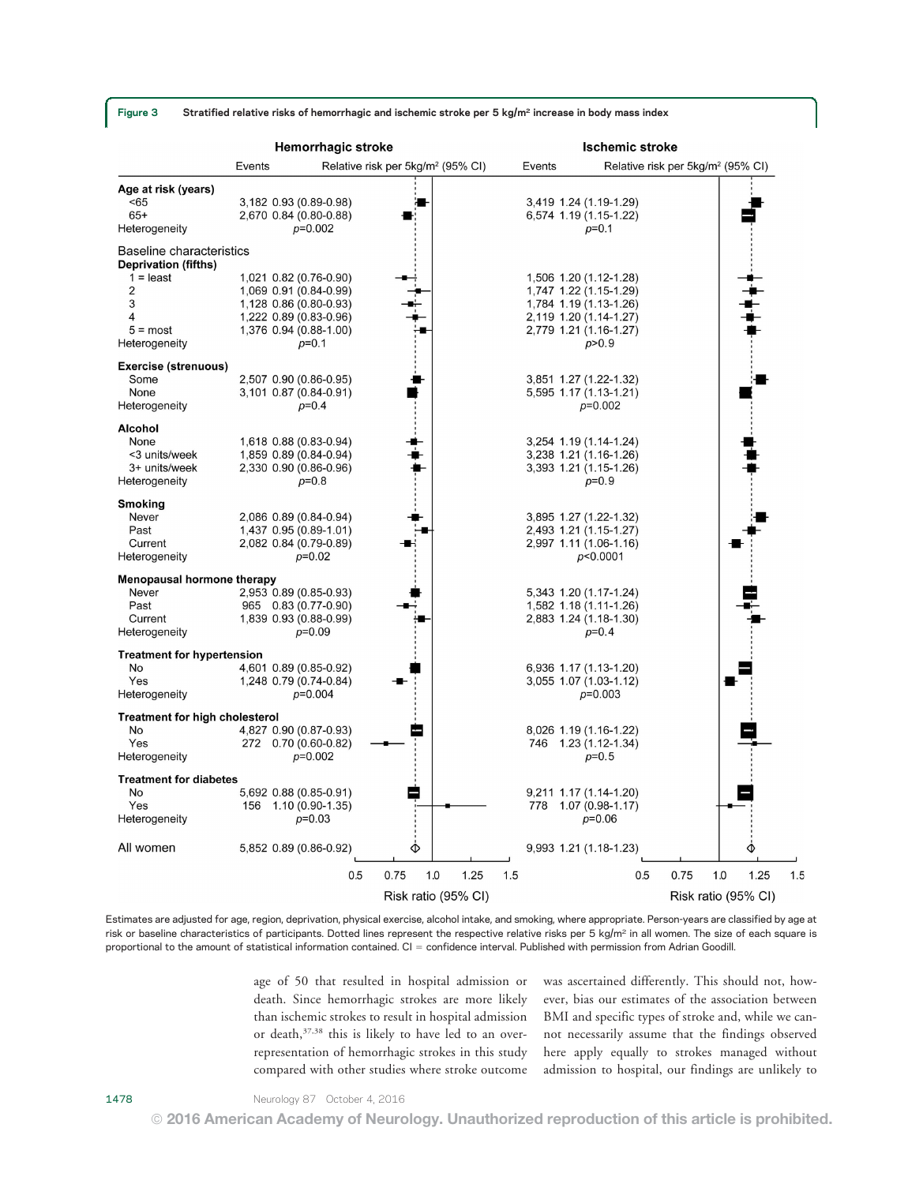**Figure 3** Stratified relative risks of hemorrhagic and ischemic stroke per 5 kg/m² increase in body mass index

| | Hemorrhagic stroke | | Ischemic stroke | |
|---|---|---|---|---|
| | Events | Relative risk per 5kg/m² (95% CI) | Events | Relative risk per 5kg/m² (95% CI) |
| **Age at risk (years)** | | | | |
| <65 | 3,182 | 0.93 (0.89-0.98) | 3,419 | 1.24 (1.19-1.29) |
| 65+ | 2,670 | 0.84 (0.80-0.88) | 6,574 | 1.19 (1.15-1.22) |
| Heterogeneity | | $p$=0.002 | | $p$=0.1 |
| Baseline characteristics | | | | |
| **Deprivation (fifths)** | | | | |
| 1 = least | 1,021 | 0.82 (0.76-0.90) | 1,506 | 1.20 (1.12-1.28) |
| 2 | 1,069 | 0.91 (0.84-0.99) | 1,747 | 1.22 (1.15-1.29) |
| 3 | 1,128 | 0.86 (0.80-0.93) | 1,784 | 1.19 (1.13-1.26) |
| 4 | 1,222 | 0.89 (0.83-0.96) | 2,119 | 1.20 (1.14-1.27) |
| 5 = most | 1,376 | 0.94 (0.88-1.00) | 2,779 | 1.21 (1.16-1.27) |
| Heterogeneity | | $p$=0.1 | | $p$>0.9 |
| **Exercise (strenuous)** | | | | |
| Some | 2,507 | 0.90 (0.86-0.95) | 3,851 | 1.27 (1.22-1.32) |
| None | 3,101 | 0.87 (0.84-0.91) | 5,595 | 1.17 (1.13-1.21) |
| Heterogeneity | | $p$=0.4 | | $p$=0.002 |
| **Alcohol** | | | | |
| None | 1,618 | 0.88 (0.83-0.94) | 3,254 | 1.19 (1.14-1.24) |
| <3 units/week | 1,859 | 0.89 (0.84-0.94) | 3,238 | 1.21 (1.16-1.26) |
| 3+ units/week | 2,330 | 0.90 (0.86-0.96) | 3,393 | 1.21 (1.15-1.26) |
| Heterogeneity | | $p$=0.8 | | $p$=0.9 |
| **Smoking** | | | | |
| Never | 2,086 | 0.89 (0.84-0.94) | 3,895 | 1.27 (1.22-1.32) |
| Past | 1,437 | 0.95 (0.89-1.01) | 2,493 | 1.21 (1.15-1.27) |
| Current | 2,082 | 0.84 (0.79-0.89) | 2,997 | 1.11 (1.06-1.16) |
| Heterogeneity | | $p$=0.02 | | $p$<0.0001 |
| **Menopausal hormone therapy** | | | | |
| Never | 2,953 | 0.89 (0.85-0.93) | 5,343 | 1.20 (1.17-1.24) |
| Past | 965 | 0.83 (0.77-0.90) | 1,582 | 1.18 (1.11-1.26) |
| Current | 1,839 | 0.93 (0.88-0.99) | 2,883 | 1.24 (1.18-1.30) |
| Heterogeneity | | $p$=0.09 | | $p$=0.4 |
| **Treatment for hypertension** | | | | |
| No | 4,601 | 0.89 (0.85-0.92) | 6,936 | 1.17 (1.13-1.20) |
| Yes | 1,248 | 0.79 (0.74-0.84) | 3,055 | 1.07 (1.03-1.12) |
| Heterogeneity | | $p$=0.004 | | $p$=0.003 |
| **Treatment for high cholesterol** | | | | |
| No | 4,827 | 0.90 (0.87-0.93) | 8,026 | 1.19 (1.16-1.22) |
| Yes | 272 | 0.70 (0.60-0.82) | 746 | 1.23 (1.12-1.34) |
| Heterogeneity | | $p$=0.002 | | $p$=0.5 |
| **Treatment for diabetes** | | | | |
| No | 5,692 | 0.88 (0.85-0.91) | 9,211 | 1.17 (1.14-1.20) |
| Yes | 156 | 1.10 (0.90-1.35) | 778 | 1.07 (0.98-1.17) |
| Heterogeneity | | $p$=0.03 | | $p$=0.06 |
| All women | 5,852 | 0.89 (0.86-0.92) | 9,993 | 1.21 (1.18-1.23) |

Estimates are adjusted for age, region, deprivation, physical exercise, alcohol intake, and smoking, where appropriate. Person-years are classified by age at risk or baseline characteristics of participants. Dotted lines represent the respective relative risks per 5 kg/m² in all women. The size of each square is proportional to the amount of statistical information contained. CI = confidence interval. Published with permission from Adrian Goodill.

age of 50 that resulted in hospital admission or death. Since hemorrhagic strokes are more likely than ischemic strokes to result in hospital admission or death,[37,38] this is likely to have led to an overrepresentation of hemorrhagic strokes in this study compared with other studies where stroke outcome was ascertained differently. This should not, however, bias our estimates of the association between BMI and specific types of stroke and, while we cannot necessarily assume that the findings observed here apply equally to strokes managed without admission to hospital, our findings are unlikely to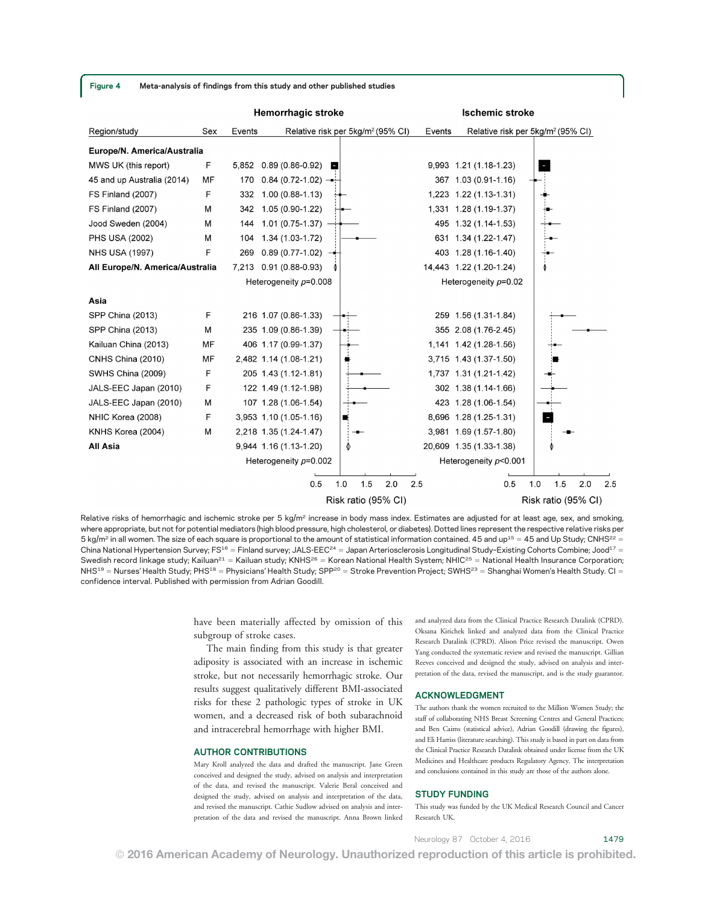**Figure 4** Meta-analysis of findings from this study and other published studies

| Region/study | Sex | Hemorrhagic stroke Events | Hemorrhagic stroke Relative risk per 5kg/m² (95% CI) | Ischemic stroke Events | Ischemic stroke Relative risk per 5kg/m² (95% CI) |
|---|---|---|---|---|---|
| **Europe/N. America/Australia** | | | | | |
| MWS UK (this report) | F | 5,852 | 0.89 (0.86-0.92) | 9,993 | 1.21 (1.18-1.23) |
| 45 and up Australia (2014) | MF | 170 | 0.84 (0.72-1.02) | 367 | 1.03 (0.91-1.16) |
| FS Finland (2007) | F | 332 | 1.00 (0.88-1.13) | 1,223 | 1.22 (1.13-1.31) |
| FS Finland (2007) | M | 342 | 1.05 (0.90-1.22) | 1,331 | 1.28 (1.19-1.37) |
| Jood Sweden (2004) | M | 144 | 1.01 (0.75-1.37) | 495 | 1.32 (1.14-1.53) |
| PHS USA (2002) | M | 104 | 1.34 (1.03-1.72) | 631 | 1.34 (1.22-1.47) |
| NHS USA (1997) | F | 269 | 0.89 (0.77-1.02) | 403 | 1.28 (1.16-1.40) |
| **All Europe/N. America/Australia** | | 7,213 | 0.91 (0.88-0.93) | 14,443 | 1.22 (1.20-1.24) |
| | | | Heterogeneity $p=0.008$ | | Heterogeneity $p=0.02$ |
| **Asia** | | | | | |
| SPP China (2013) | F | 216 | 1.07 (0.86-1.33) | 259 | 1.56 (1.31-1.84) |
| SPP China (2013) | M | 235 | 1.09 (0.86-1.39) | 355 | 2.08 (1.76-2.45) |
| Kailuan China (2013) | MF | 406 | 1.17 (0.99-1.37) | 1,141 | 1.42 (1.28-1.56) |
| CNHS China (2010) | MF | 2,482 | 1.14 (1.08-1.21) | 3,715 | 1.43 (1.37-1.50) |
| SWHS China (2009) | F | 205 | 1.43 (1.12-1.81) | 1,737 | 1.31 (1.21-1.42) |
| JALS-EEC Japan (2010) | F | 122 | 1.49 (1.12-1.98) | 302 | 1.38 (1.14-1.66) |
| JALS-EEC Japan (2010) | M | 107 | 1.28 (1.06-1.54) | 423 | 1.28 (1.06-1.54) |
| NHIC Korea (2008) | F | 3,953 | 1.10 (1.05-1.16) | 8,696 | 1.28 (1.25-1.31) |
| KNHS Korea (2004) | M | 2,218 | 1.35 (1.24-1.47) | 3,981 | 1.69 (1.57-1.80) |
| **All Asia** | | 9,944 | 1.16 (1.13-1.20) | 20,609 | 1.35 (1.33-1.38) |
| | | | Heterogeneity $p=0.002$ | | Heterogeneity $p<0.001$ |

Relative risks of hemorrhagic and ischemic stroke per 5 kg/m² increase in body mass index. Estimates are adjusted for at least age, sex, and smoking, where appropriate, but not for potential mediators (high blood pressure, high cholesterol, or diabetes). Dotted lines represent the respective relative risks per 5 kg/m² in all women. The size of each square is proportional to the amount of statistical information contained. 45 and up[15] = 45 and Up Study; CNHS[22] = China National Hypertension Survey; FS[16] = Finland survey; JALS-EEC[24] = Japan Arteriosclerosis Longitudinal Study–Existing Cohorts Combine; Jood[17] = Swedish record linkage study; Kailuan[21] = Kailuan study; KNHS[26] = Korean National Health System; NHIC[25] = National Health Insurance Corporation; NHS[19] = Nurses' Health Study; PHS[18] = Physicians' Health Study; SPP[20] = Stroke Prevention Project; SWHS[23] = Shanghai Women's Health Study. CI = confidence interval. Published with permission from Adrian Goodill.

have been materially affected by omission of this subgroup of stroke cases.

The main finding from this study is that greater adiposity is associated with an increase in ischemic stroke, but not necessarily hemorrhagic stroke. Our results suggest qualitatively different BMI-associated risks for these 2 pathologic types of stroke in UK women, and a decreased risk of both subarachnoid and intracerebral hemorrhage with higher BMI.

## AUTHOR CONTRIBUTIONS

Mary Kroll analyzed the data and drafted the manuscript. Jane Green conceived and designed the study, advised on analysis and interpretation of the data, and revised the manuscript. Valerie Beral conceived and designed the study, advised on analysis and interpretation of the data, and revised the manuscript. Cathie Sudlow advised on analysis and interpretation of the data and revised the manuscript. Anna Brown linked and analyzed data from the Clinical Practice Research Datalink (CPRD). Oksana Kirichek linked and analyzed data from the Clinical Practice Research Datalink (CPRD). Alison Price revised the manuscript. Owen Yang conducted the systematic review and revised the manuscript. Gillian Reeves conceived and designed the study, advised on analysis and interpretation of the data, revised the manuscript, and is the study guarantor.

## ACKNOWLEDGMENT

The authors thank the women recruited to the Million Women Study; the staff of collaborating NHS Breast Screening Centres and General Practices; and Ben Cairns (statistical advice), Adrian Goodill (drawing the figures), and Eli Harriss (literature searching). This study is based in part on data from the Clinical Practice Research Datalink obtained under license from the UK Medicines and Healthcare products Regulatory Agency. The interpretation and conclusions contained in this study are those of the authors alone.

## STUDY FUNDING

This study was funded by the UK Medical Research Council and Cancer Research UK.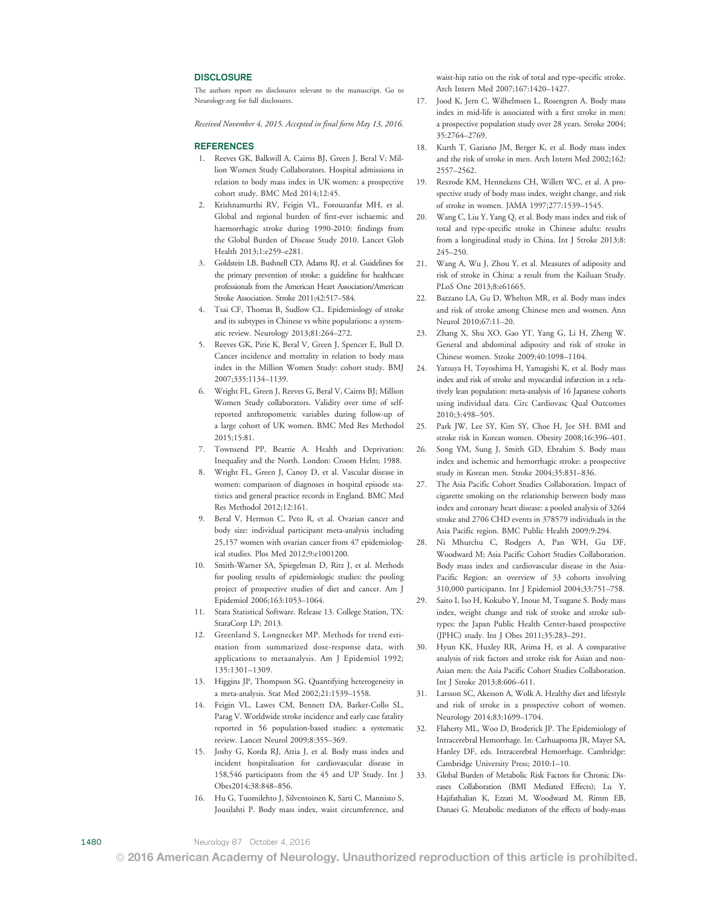## DISCLOSURE

The authors report no disclosures relevant to the manuscript. Go to Neurology.org for full disclosures.

*Received November 4, 2015. Accepted in final form May 13, 2016.*

## REFERENCES

1. Reeves GK, Balkwill A, Cairns BJ, Green J, Beral V; Million Women Study Collaborators. Hospital admissions in relation to body mass index in UK women: a prospective cohort study. BMC Med 2014;12:45.
2. Krishnamurthi RV, Feigin VL, Forouzanfar MH, et al. Global and regional burden of first-ever ischaemic and haemorrhagic stroke during 1990-2010: findings from the Global Burden of Disease Study 2010. Lancet Glob Health 2013;1:e259–e281.
3. Goldstein LB, Bushnell CD, Adams RJ, et al. Guidelines for the primary prevention of stroke: a guideline for healthcare professionals from the American Heart Association/American Stroke Association. Stroke 2011;42:517–584.
4. Tsai CF, Thomas B, Sudlow CL. Epidemiology of stroke and its subtypes in Chinese vs white populations: a systematic review. Neurology 2013;81:264–272.
5. Reeves GK, Pirie K, Beral V, Green J, Spencer E, Bull D. Cancer incidence and mortality in relation to body mass index in the Million Women Study: cohort study. BMJ 2007;335:1134–1139.
6. Wright FL, Green J, Reeves G, Beral V, Cairns BJ; Million Women Study collaborators. Validity over time of self-reported anthropometric variables during follow-up of a large cohort of UK women. BMC Med Res Methodol 2015;15:81.
7. Townsend PP, Beattie A. Health and Deprivation: Inequality and the North. London: Croom Helm; 1988.
8. Wright FL, Green J, Canoy D, et al. Vascular disease in women: comparison of diagnoses in hospital episode statistics and general practice records in England. BMC Med Res Methodol 2012;12:161.
9. Beral V, Hermon C, Peto R, et al. Ovarian cancer and body size: individual participant meta-analysis including 25,157 women with ovarian cancer from 47 epidemiological studies. Plos Med 2012;9:e1001200.
10. Smith-Warner SA, Spiegelman D, Ritz J, et al. Methods for pooling results of epidemiologic studies: the pooling project of prospective studies of diet and cancer. Am J Epidemiol 2006;163:1053–1064.
11. Stata Statistical Software. Release 13. College Station, TX: StataCorp LP; 2013.
12. Greenland S, Longnecker MP. Methods for trend estimation from summarized dose-response data, with applications to metaanalysis. Am J Epidemiol 1992; 135:1301–1309.
13. Higgins JP, Thompson SG. Quantifying heterogeneity in a meta-analysis. Stat Med 2002;21:1539–1558.
14. Feigin VL, Lawes CM, Bennett DA, Barker-Collo SL, Parag V. Worldwide stroke incidence and early case fatality reported in 56 population-based studies: a systematic review. Lancet Neurol 2009;8:355–369.
15. Joshy G, Korda RJ, Attia J, et al. Body mass index and incident hospitalisation for cardiovascular disease in 158,546 participants from the 45 and UP Study. Int J Obes2014;38:848–856.
16. Hu G, Tuomilehto J, Silventoinen K, Sarti C, Mannisto S, Jousilahti P. Body mass index, waist circumference, and waist-hip ratio on the risk of total and type-specific stroke. Arch Intern Med 2007;167:1420–1427.
17. Jood K, Jern C, Wilhelmsen L, Rosengren A. Body mass index in mid-life is associated with a first stroke in men: a prospective population study over 28 years. Stroke 2004; 35:2764–2769.
18. Kurth T, Gaziano JM, Berger K, et al. Body mass index and the risk of stroke in men. Arch Intern Med 2002;162: 2557–2562.
19. Rexrode KM, Hennekens CH, Willett WC, et al. A prospective study of body mass index, weight change, and risk of stroke in women. JAMA 1997;277:1539–1545.
20. Wang C, Liu Y, Yang Q, et al. Body mass index and risk of total and type-specific stroke in Chinese adults: results from a longitudinal study in China. Int J Stroke 2013;8: 245–250.
21. Wang A, Wu J, Zhou Y, et al. Measures of adiposity and risk of stroke in China: a result from the Kailuan Study. PLoS One 2013;8:e61665.
22. Bazzano LA, Gu D, Whelton MR, et al. Body mass index and risk of stroke among Chinese men and women. Ann Neurol 2010;67:11–20.
23. Zhang X, Shu XO, Gao YT, Yang G, Li H, Zheng W. General and abdominal adiposity and risk of stroke in Chinese women. Stroke 2009;40:1098–1104.
24. Yatsuya H, Toyoshima H, Yamagishi K, et al. Body mass index and risk of stroke and myocardial infarction in a relatively lean population: meta-analysis of 16 Japanese cohorts using individual data. Circ Cardiovasc Qual Outcomes 2010;3:498–505.
25. Park JW, Lee SY, Kim SY, Choe H, Jee SH. BMI and stroke risk in Korean women. Obesity 2008;16:396–401.
26. Song YM, Sung J, Smith GD, Ebrahim S. Body mass index and ischemic and hemorrhagic stroke: a prospective study in Korean men. Stroke 2004;35:831–836.
27. The Asia Pacific Cohort Studies Collaboration. Impact of cigarette smoking on the relationship between body mass index and coronary heart disease: a pooled analysis of 3264 stroke and 2706 CHD events in 378579 individuals in the Asia Pacific region. BMC Public Health 2009;9:294.
28. Ni Mhurchu C, Rodgers A, Pan WH, Gu DF, Woodward M; Asia Pacific Cohort Studies Collaboration. Body mass index and cardiovascular disease in the Asia-Pacific Region: an overview of 33 cohorts involving 310,000 participants. Int J Epidemiol 2004;33:751–758.
29. Saito I, Iso H, Kokubo Y, Inoue M, Tsugane S. Body mass index, weight change and risk of stroke and stroke subtypes: the Japan Public Health Center-based prospective (JPHC) study. Int J Obes 2011;35:283–291.
30. Hyun KK, Huxley RR, Arima H, et al. A comparative analysis of risk factors and stroke risk for Asian and non-Asian men: the Asia Pacific Cohort Studies Collaboration. Int J Stroke 2013;8:606–611.
31. Larsson SC, Akesson A, Wolk A. Healthy diet and lifestyle and risk of stroke in a prospective cohort of women. Neurology 2014;83:1699–1704.
32. Flaherty ML, Woo D, Broderick JP. The Epidemiology of Intracerebral Hemorrhage. In: Carhuapoma JR, Mayer SA, Hanley DF, eds. Intracerebral Hemorrhage. Cambridge: Cambridge University Press; 2010:1–10.
33. Global Burden of Metabolic Risk Factors for Chronic Diseases Collaboration (BMI Mediated Effects); Lu Y, Hajifathalian K, Ezzati M, Woodward M, Rimm EB, Danaei G. Metabolic mediators of the effects of body-mass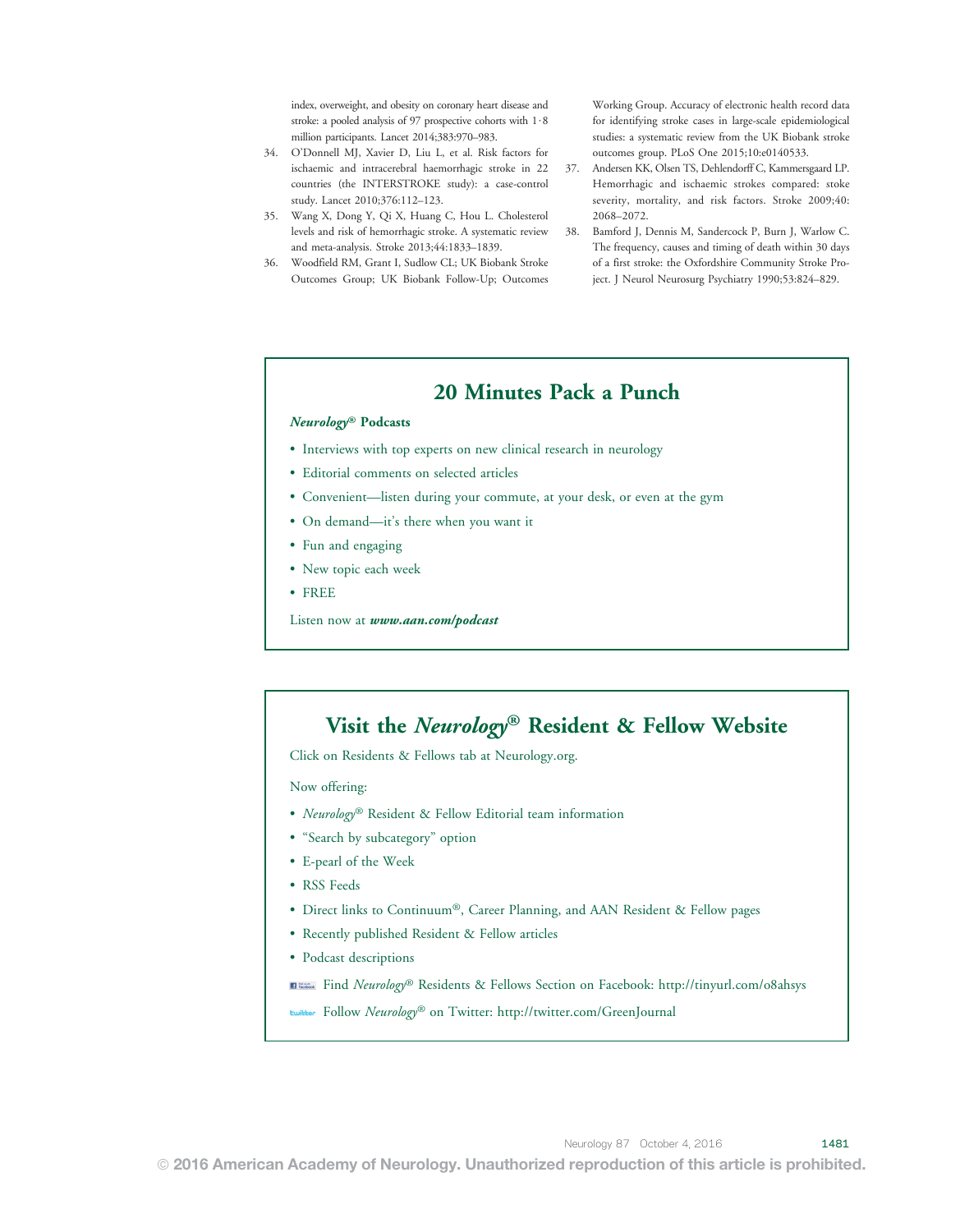index, overweight, and obesity on coronary heart disease and stroke: a pooled analysis of 97 prospective cohorts with 1·8 million participants. Lancet 2014;383:970–983.

34. O'Donnell MJ, Xavier D, Liu L, et al. Risk factors for ischaemic and intracerebral haemorrhagic stroke in 22 countries (the INTERSTROKE study): a case-control study. Lancet 2010;376:112–123.
35. Wang X, Dong Y, Qi X, Huang C, Hou L. Cholesterol levels and risk of hemorrhagic stroke. A systematic review and meta-analysis. Stroke 2013;44:1833–1839.
36. Woodfield RM, Grant I, Sudlow CL; UK Biobank Stroke Outcomes Group; UK Biobank Follow-Up; Outcomes Working Group. Accuracy of electronic health record data for identifying stroke cases in large-scale epidemiological studies: a systematic review from the UK Biobank stroke outcomes group. PLoS One 2015;10:e0140533.
37. Andersen KK, Olsen TS, Dehlendorff C, Kammersgaard LP. Hemorrhagic and ischaemic strokes compared: stoke severity, mortality, and risk factors. Stroke 2009;40: 2068–2072.
38. Bamford J, Dennis M, Sandercock P, Burn J, Warlow C. The frequency, causes and timing of death within 30 days of a first stroke: the Oxfordshire Community Stroke Project. J Neurol Neurosurg Psychiatry 1990;53:824–829.

## 20 Minutes Pack a Punch

***Neurology*® Podcasts**

- Interviews with top experts on new clinical research in neurology
- Editorial comments on selected articles
- Convenient—listen during your commute, at your desk, or even at the gym
- On demand—it's there when you want it
- Fun and engaging
- New topic each week
- FREE

Listen now at ***www.aan.com/podcast***

## Visit the *Neurology*® Resident & Fellow Website

Click on Residents & Fellows tab at Neurology.org.

Now offering:

- *Neurology*® Resident & Fellow Editorial team information
- "Search by subcategory" option
- E-pearl of the Week
- RSS Feeds
- Direct links to Continuum®, Career Planning, and AAN Resident & Fellow pages
- Recently published Resident & Fellow articles
- Podcast descriptions

Find *Neurology*® Residents & Fellows Section on Facebook: http://tinyurl.com/o8ahsys

Follow *Neurology*® on Twitter: http://twitter.com/GreenJournal